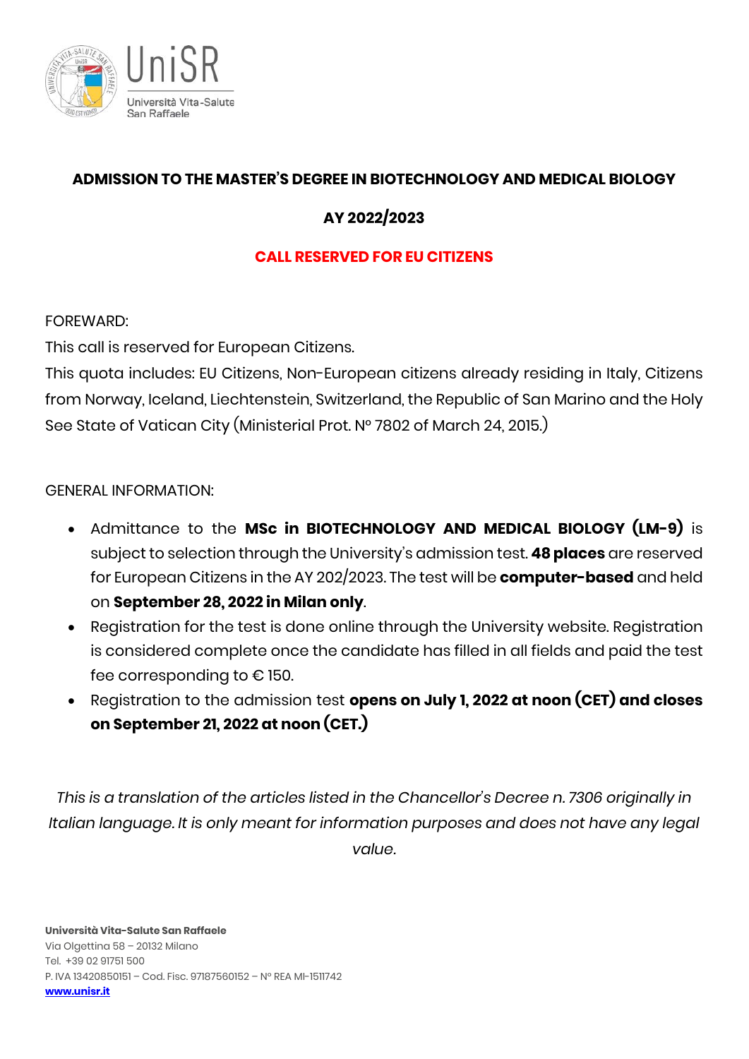# ADMISSION TO THE MASTER'S DEGREE IN BIOTECHNOLOGY AND MEDICAL BIOLOGY

## AY 2022/2023

## CALL RESERVED FOR EU CITIZENS

FOREWARD:

This call is reserved for European Citizens.

This quota includes: EU Citizens, Non-European citizens already residing in Italy, Citizens from Norway, Iceland, Liechtenstein, Switzerland, the Republic of San Marino and the Holy See State of Vatican City (Ministerial Prot. N° 7802 of March 24, 2015.)

GENERAL INFORMATION:

- Admittance to the **MSc in BIOTECHNOLOGY AND MEDICAL BIOLOGY (LM-9)** is subject to selection through the University's admission test. **48 places** are reserved for European Citizens in the AY 202/2023. The test will be **computer-based** and held on **September 28, 2022 in Milan only**.
- Registration for the test is done online through the University website. Registration is considered complete once the candidate has filled in all fields and paid the test fee corresponding to € 150.
- Registration to the admission test **opens on July 1, 2022 at noon (CET) and closes on September 21, 2022 at noon (CET.)**

*This is a translation of the articles listed in the Chancellor's Decree n. 7306 originally in Italian language. It is only meant for information purposes and does not have any legal value.*

**Università Vita-Salute San Raffaele**
Via Olgettina 58 – 20132 Milano
Tel. +39 02 91751 500
P. IVA 13420850151 – Cod. Fisc. 97187560152 – N° REA MI-1511742
www.unisr.it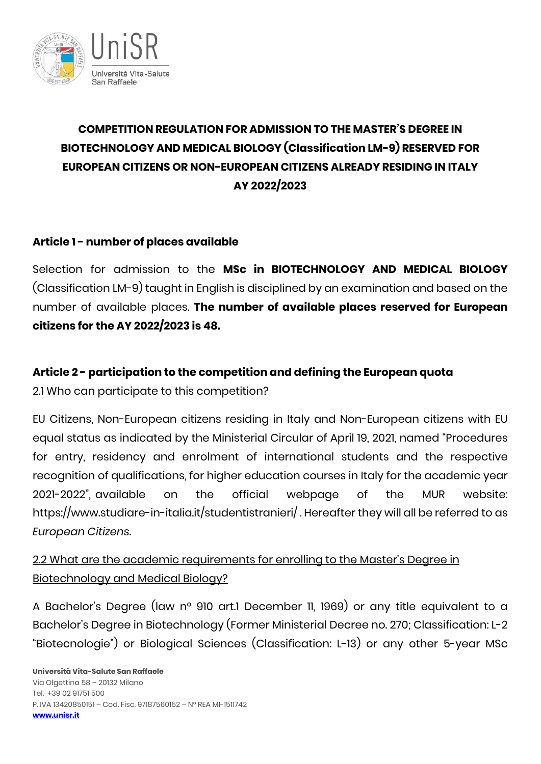# COMPETITION REGULATION FOR ADMISSION TO THE MASTER'S DEGREE IN BIOTECHNOLOGY AND MEDICAL BIOLOGY (Classification LM-9) RESERVED FOR EUROPEAN CITIZENS OR NON-EUROPEAN CITIZENS ALREADY RESIDING IN ITALY AY 2022/2023

## Article 1 - number of places available

Selection for admission to the **MSc in BIOTECHNOLOGY AND MEDICAL BIOLOGY** (Classification LM-9) taught in English is disciplined by an examination and based on the number of available places. **The number of available places reserved for European citizens for the AY 2022/2023 is 48.**

## Article 2 - participation to the competition and defining the European quota

2.1 Who can participate to this competition?

EU Citizens, Non-European citizens residing in Italy and Non-European citizens with EU equal status as indicated by the Ministerial Circular of April 19, 2021, named "Procedures for entry, residency and enrolment of international students and the respective recognition of qualifications, for higher education courses in Italy for the academic year 2021-2022", available on the official webpage of the MUR website: https://www.studiare-in-italia.it/studentistranieri/ . Hereafter they will all be referred to as *European Citizens*.

2.2 What are the academic requirements for enrolling to the Master's Degree in Biotechnology and Medical Biology?

A Bachelor's Degree (law n° 910 art.1 December 11, 1969) or any title equivalent to a Bachelor's Degree in Biotechnology (Former Ministerial Decree no. 270; Classification: L-2 "Biotecnologie") or Biological Sciences (Classification: L-13) or any other 5-year MSc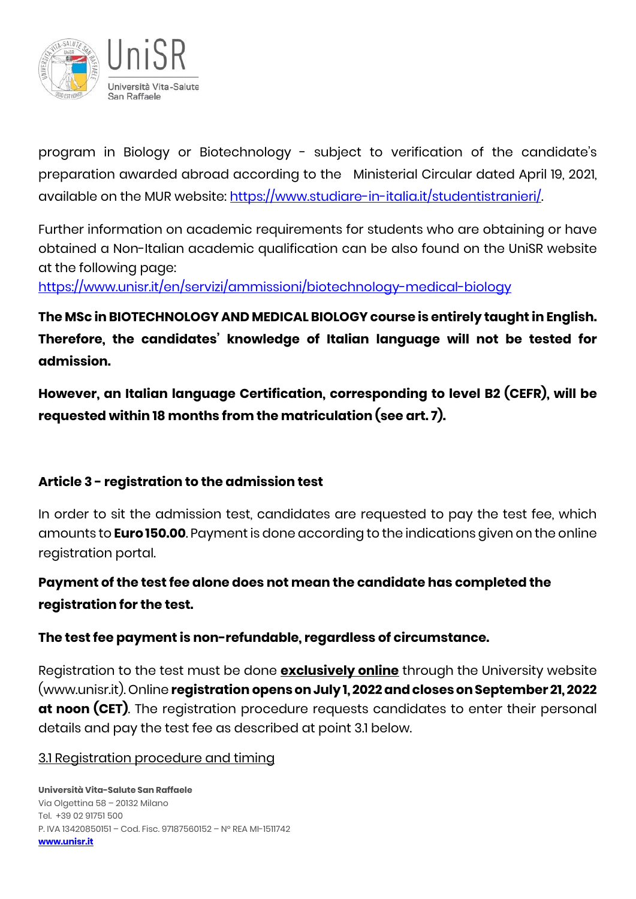program in Biology or Biotechnology - subject to verification of the candidate's preparation awarded abroad according to the Ministerial Circular dated April 19, 2021, available on the MUR website: [https://www.studiare-in-italia.it/studentistranieri/](https://www.studiare-in-italia.it/studentistranieri/).

Further information on academic requirements for students who are obtaining or have obtained a Non-Italian academic qualification can be also found on the UniSR website at the following page:
[https://www.unisr.it/en/servizi/ammissioni/biotechnology-medical-biology](https://www.unisr.it/en/servizi/ammissioni/biotechnology-medical-biology)

**The MSc in BIOTECHNOLOGY AND MEDICAL BIOLOGY course is entirely taught in English. Therefore, the candidates' knowledge of Italian language will not be tested for admission.**

**However, an Italian language Certification, corresponding to level B2 (CEFR), will be requested within 18 months from the matriculation (see art. 7).**

## Article 3 - registration to the admission test

In order to sit the admission test, candidates are requested to pay the test fee, which amounts to **Euro 150.00**. Payment is done according to the indications given on the online registration portal.

**Payment of the test fee alone does not mean the candidate has completed the registration for the test.**

**The test fee payment is non-refundable, regardless of circumstance.**

Registration to the test must be done **exclusively online** through the University website (www.unisr.it). Online **registration opens on July 1, 2022 and closes on September 21, 2022 at noon (CET)**. The registration procedure requests candidates to enter their personal details and pay the test fee as described at point 3.1 below.

3.1 Registration procedure and timing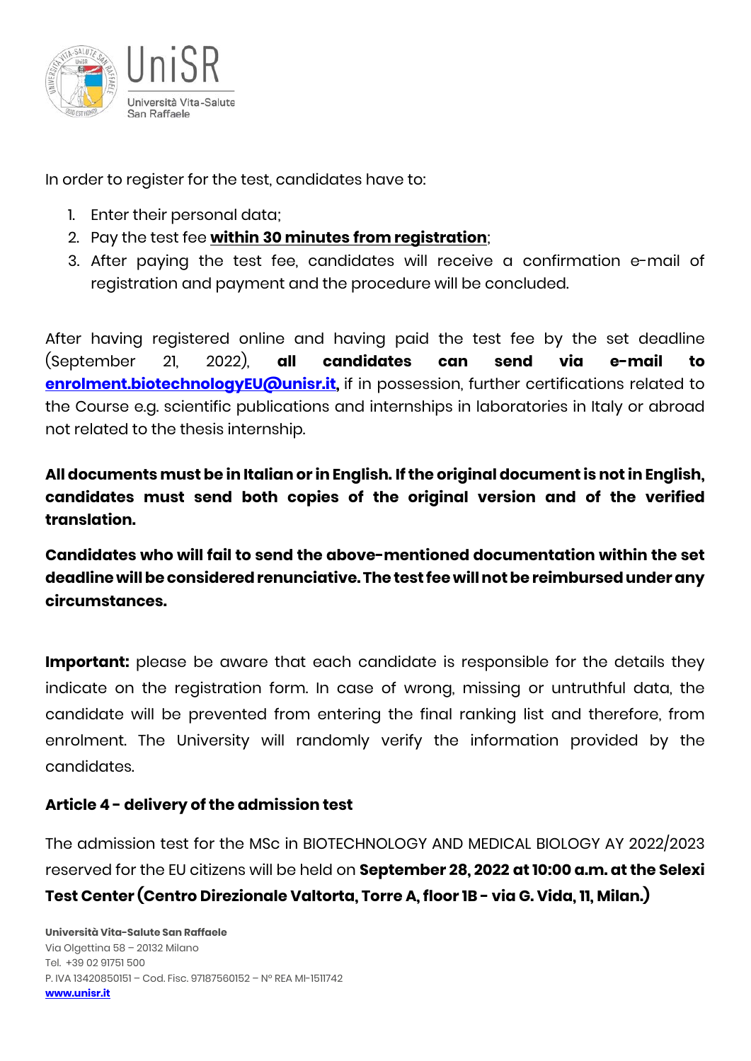In order to register for the test, candidates have to:

1. Enter their personal data;
2. Pay the test fee **within 30 minutes from registration**;
3. After paying the test fee, candidates will receive a confirmation e-mail of registration and payment and the procedure will be concluded.

After having registered online and having paid the test fee by the set deadline (September 21, 2022), **all candidates can send via e-mail to enrolment.biotechnologyEU@unisr.it,** if in possession, further certifications related to the Course e.g. scientific publications and internships in laboratories in Italy or abroad not related to the thesis internship.

**All documents must be in Italian or in English. If the original document is not in English, candidates must send both copies of the original version and of the verified translation.**

**Candidates who will fail to send the above-mentioned documentation within the set deadline will be considered renunciative. The test fee will not be reimbursed under any circumstances.**

**Important:** please be aware that each candidate is responsible for the details they indicate on the registration form. In case of wrong, missing or untruthful data, the candidate will be prevented from entering the final ranking list and therefore, from enrolment. The University will randomly verify the information provided by the candidates.

### Article 4 - delivery of the admission test

The admission test for the MSc in BIOTECHNOLOGY AND MEDICAL BIOLOGY AY 2022/2023 reserved for the EU citizens will be held on **September 28, 2022 at 10:00 a.m. at the Selexi Test Center (Centro Direzionale Valtorta, Torre A, floor 1B - via G. Vida, 11, Milan.)**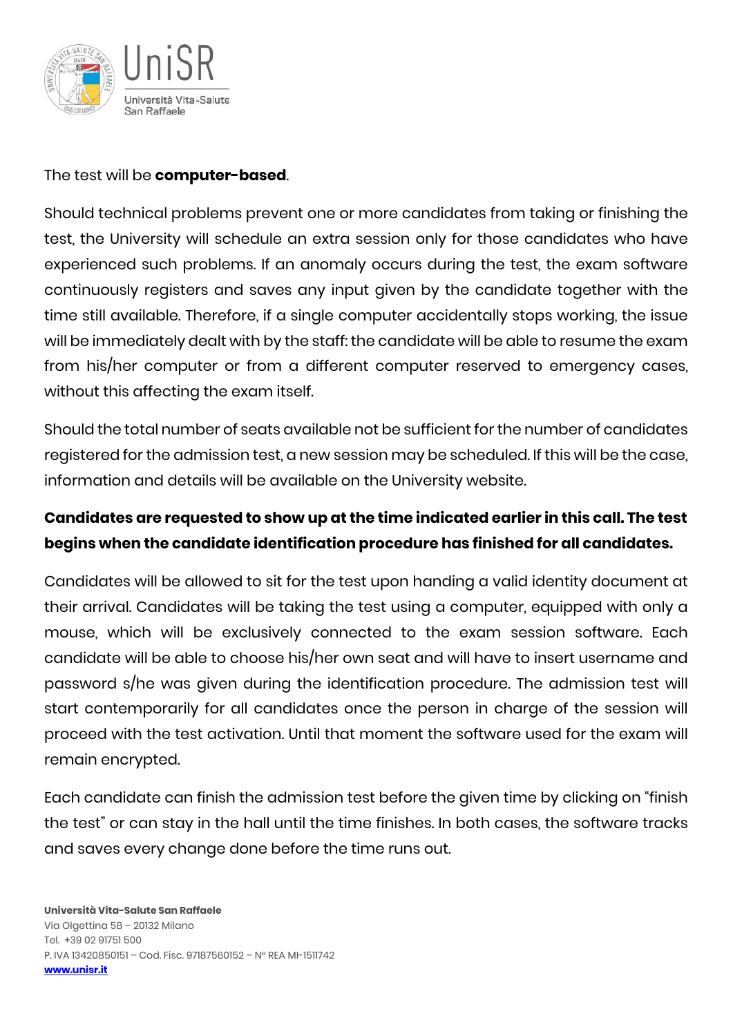The test will be **computer-based**.

Should technical problems prevent one or more candidates from taking or finishing the test, the University will schedule an extra session only for those candidates who have experienced such problems. If an anomaly occurs during the test, the exam software continuously registers and saves any input given by the candidate together with the time still available. Therefore, if a single computer accidentally stops working, the issue will be immediately dealt with by the staff: the candidate will be able to resume the exam from his/her computer or from a different computer reserved to emergency cases, without this affecting the exam itself.

Should the total number of seats available not be sufficient for the number of candidates registered for the admission test, a new session may be scheduled. If this will be the case, information and details will be available on the University website.

**Candidates are requested to show up at the time indicated earlier in this call. The test begins when the candidate identification procedure has finished for all candidates.**

Candidates will be allowed to sit for the test upon handing a valid identity document at their arrival. Candidates will be taking the test using a computer, equipped with only a mouse, which will be exclusively connected to the exam session software. Each candidate will be able to choose his/her own seat and will have to insert username and password s/he was given during the identification procedure. The admission test will start contemporarily for all candidates once the person in charge of the session will proceed with the test activation. Until that moment the software used for the exam will remain encrypted.

Each candidate can finish the admission test before the given time by clicking on "finish the test" or can stay in the hall until the time finishes. In both cases, the software tracks and saves every change done before the time runs out.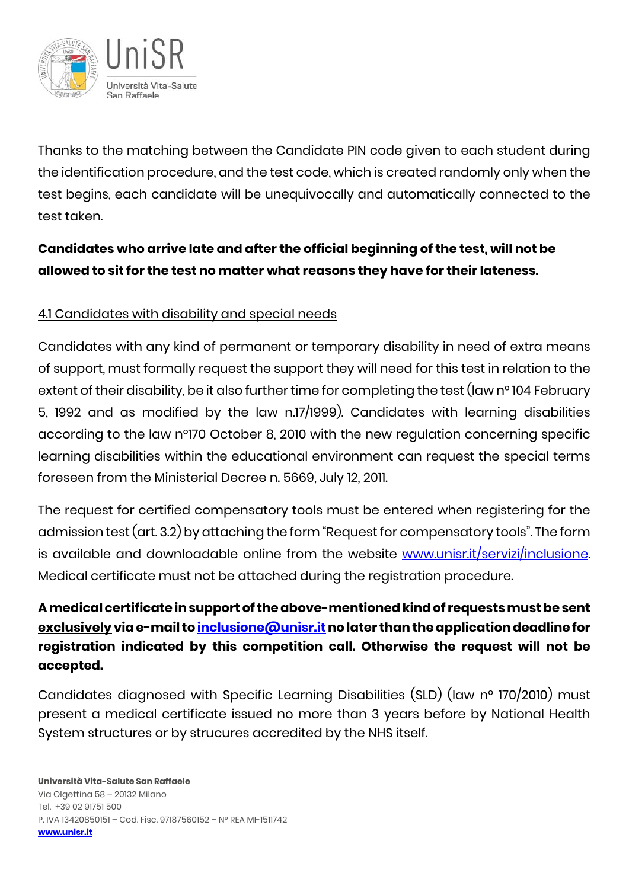Thanks to the matching between the Candidate PIN code given to each student during the identification procedure, and the test code, which is created randomly only when the test begins, each candidate will be unequivocally and automatically connected to the test taken.

**Candidates who arrive late and after the official beginning of the test, will not be allowed to sit for the test no matter what reasons they have for their lateness.**

4.1 Candidates with disability and special needs

Candidates with any kind of permanent or temporary disability in need of extra means of support, must formally request the support they will need for this test in relation to the extent of their disability, be it also further time for completing the test (law n° 104 February 5, 1992 and as modified by the law n.17/1999). Candidates with learning disabilities according to the law n°170 October 8, 2010 with the new regulation concerning specific learning disabilities within the educational environment can request the special terms foreseen from the Ministerial Decree n. 5669, July 12, 2011.

The request for certified compensatory tools must be entered when registering for the admission test (art. 3.2) by attaching the form "Request for compensatory tools". The form is available and downloadable online from the website [www.unisr.it/servizi/inclusione](www.unisr.it/servizi/inclusione). Medical certificate must not be attached during the registration procedure.

**A medical certificate in support of the above-mentioned kind of requests must be sent exclusively via e-mail to [inclusione@unisr.it](mailto:inclusione@unisr.it) no later than the application deadline for registration indicated by this competition call. Otherwise the request will not be accepted.**

Candidates diagnosed with Specific Learning Disabilities (SLD) (law n° 170/2010) must present a medical certificate issued no more than 3 years before by National Health System structures or by strucures accredited by the NHS itself.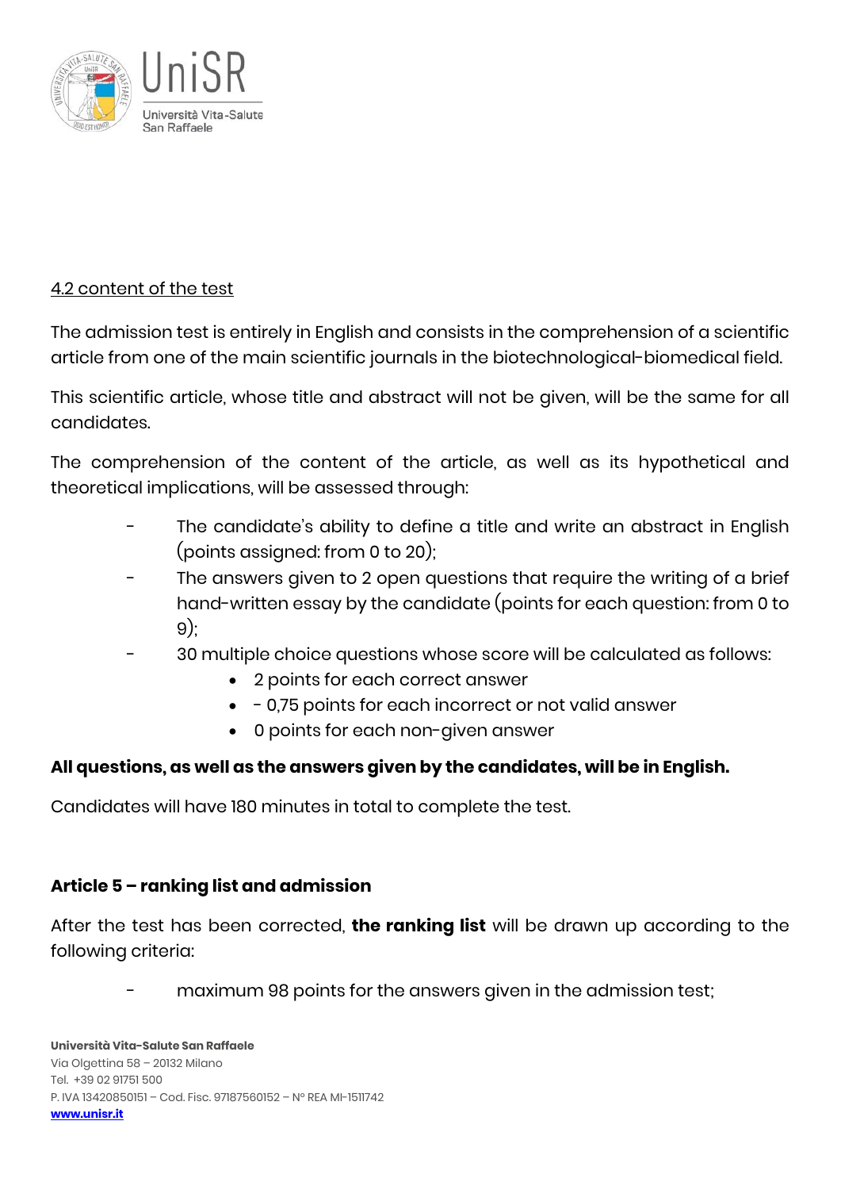4.2 content of the test

The admission test is entirely in English and consists in the comprehension of a scientific article from one of the main scientific journals in the biotechnological-biomedical field.

This scientific article, whose title and abstract will not be given, will be the same for all candidates.

The comprehension of the content of the article, as well as its hypothetical and theoretical implications, will be assessed through:

- The candidate's ability to define a title and write an abstract in English (points assigned: from 0 to 20);
- The answers given to 2 open questions that require the writing of a brief hand-written essay by the candidate (points for each question: from 0 to 9);
- 30 multiple choice questions whose score will be calculated as follows:
  - 2 points for each correct answer
  - - 0,75 points for each incorrect or not valid answer
  - 0 points for each non-given answer

**All questions, as well as the answers given by the candidates, will be in English.**

Candidates will have 180 minutes in total to complete the test.

## Article 5 – ranking list and admission

After the test has been corrected, **the ranking list** will be drawn up according to the following criteria:

- maximum 98 points for the answers given in the admission test;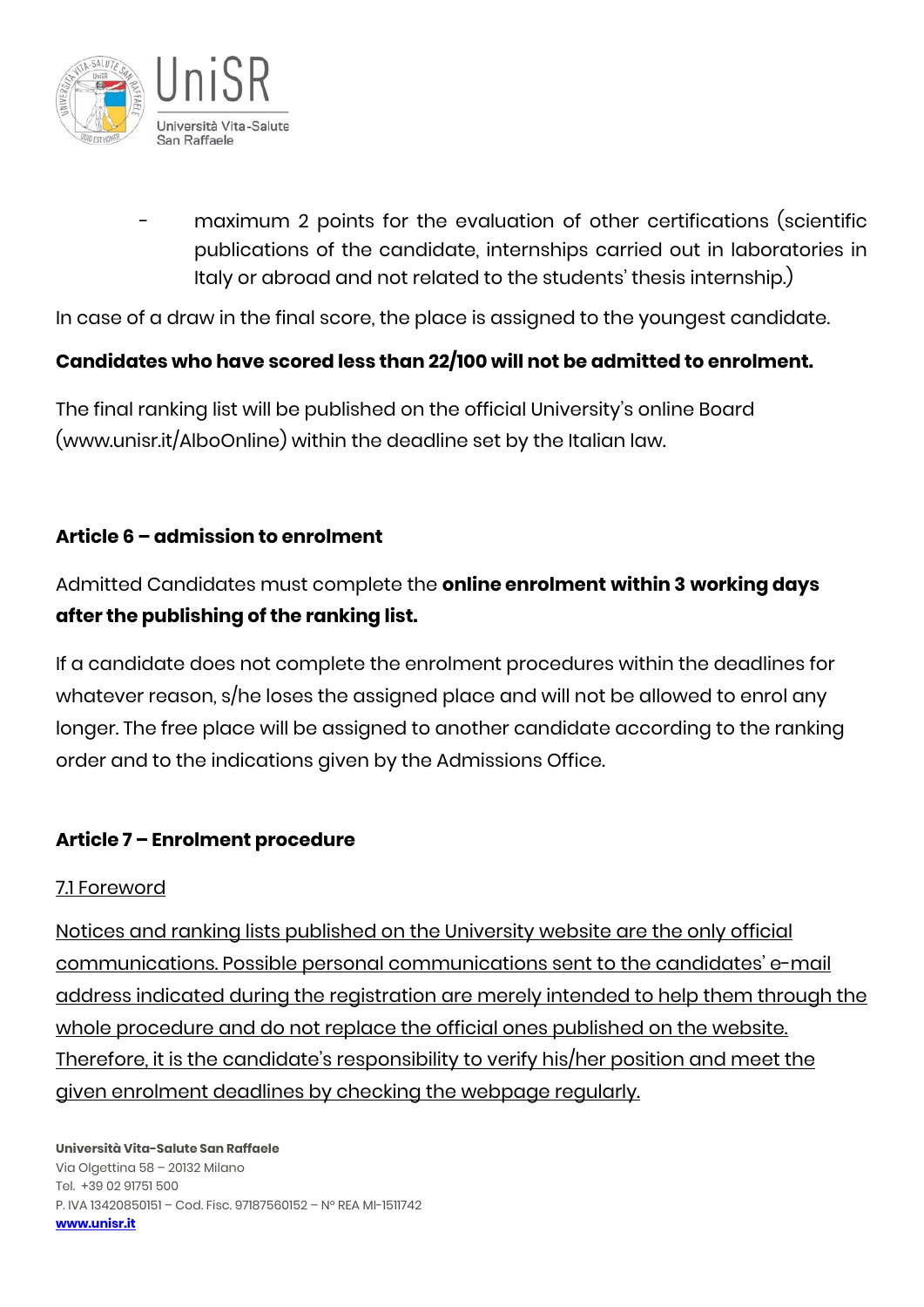- maximum 2 points for the evaluation of other certifications (scientific publications of the candidate, internships carried out in laboratories in Italy or abroad and not related to the students' thesis internship.)

In case of a draw in the final score, the place is assigned to the youngest candidate.

**Candidates who have scored less than 22/100 will not be admitted to enrolment.**

The final ranking list will be published on the official University's online Board (www.unisr.it/AlboOnline) within the deadline set by the Italian law.

### Article 6 – admission to enrolment

Admitted Candidates must complete the **online enrolment within 3 working days after the publishing of the ranking list.**

If a candidate does not complete the enrolment procedures within the deadlines for whatever reason, s/he loses the assigned place and will not be allowed to enrol any longer. The free place will be assigned to another candidate according to the ranking order and to the indications given by the Admissions Office.

### Article 7 – Enrolment procedure

7.1 Foreword

Notices and ranking lists published on the University website are the only official communications. Possible personal communications sent to the candidates' e-mail address indicated during the registration are merely intended to help them through the whole procedure and do not replace the official ones published on the website. Therefore, it is the candidate's responsibility to verify his/her position and meet the given enrolment deadlines by checking the webpage regularly.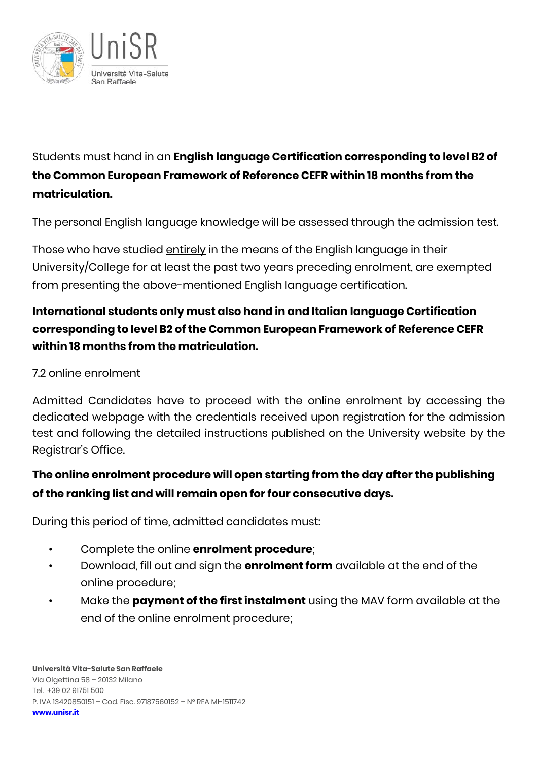Students must hand in an **English language Certification corresponding to level B2 of the Common European Framework of Reference CEFR within 18 months from the matriculation.**

The personal English language knowledge will be assessed through the admission test.

Those who have studied <u>entirely</u> in the means of the English language in their University/College for at least the <u>past two years preceding enrolment</u>, are exempted from presenting the above-mentioned English language certification.

**International students only must also hand in and Italian language Certification corresponding to level B2 of the Common European Framework of Reference CEFR within 18 months from the matriculation.**

<u>7.2 online enrolment</u>

Admitted Candidates have to proceed with the online enrolment by accessing the dedicated webpage with the credentials received upon registration for the admission test and following the detailed instructions published on the University website by the Registrar's Office.

**The online enrolment procedure will open starting from the day after the publishing of the ranking list and will remain open for four consecutive days.**

During this period of time, admitted candidates must:

- Complete the online **enrolment procedure**;
- Download, fill out and sign the **enrolment form** available at the end of the online procedure;
- Make the **payment of the first instalment** using the MAV form available at the end of the online enrolment procedure;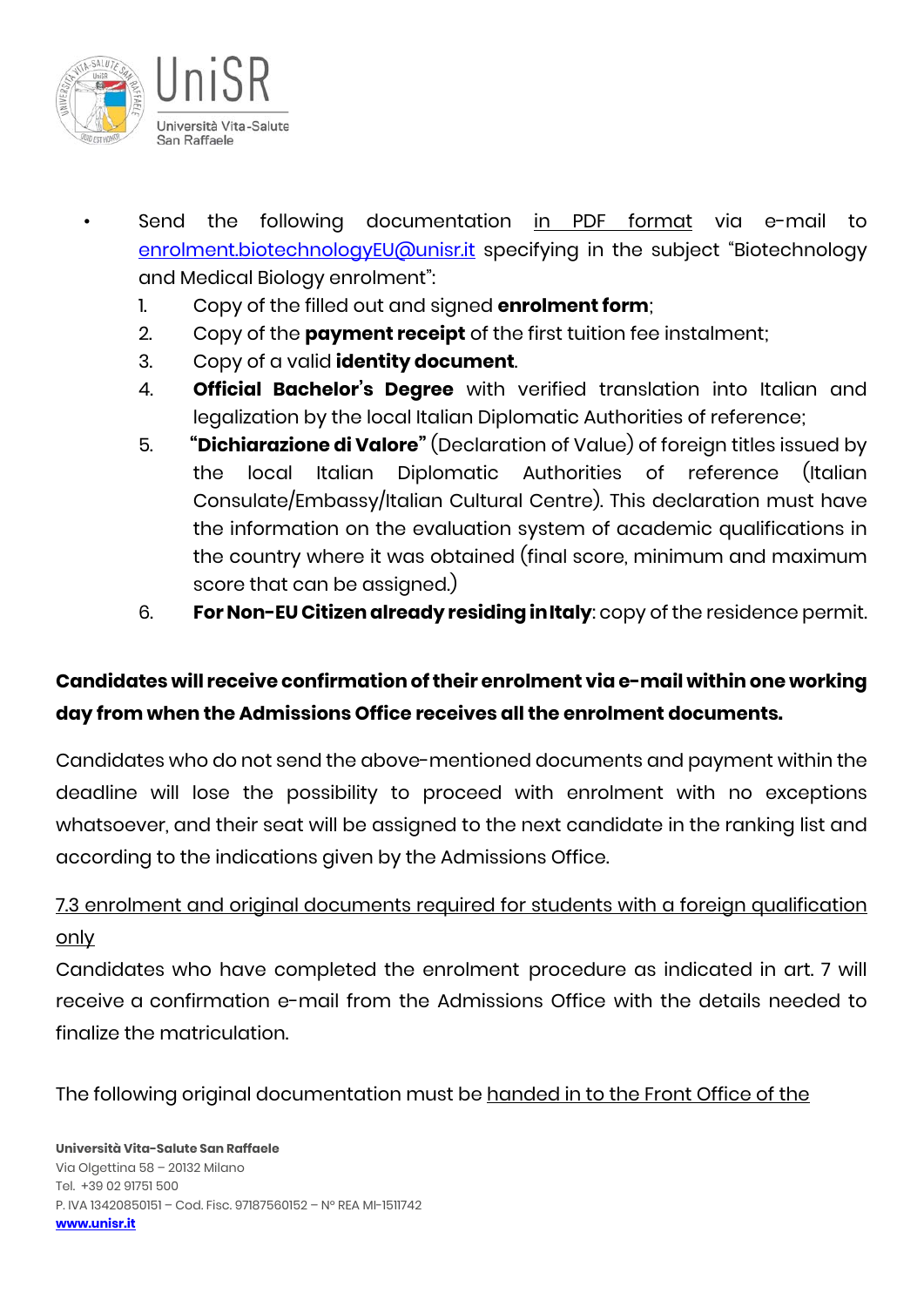- Send the following documentation <u>in PDF format</u> via e-mail to enrolment.biotechnologyEU@unisr.it specifying in the subject "Biotechnology and Medical Biology enrolment":
  1. Copy of the filled out and signed **enrolment form**;
  2. Copy of the **payment receipt** of the first tuition fee instalment;
  3. Copy of a valid **identity document**.
  4. **Official Bachelor's Degree** with verified translation into Italian and legalization by the local Italian Diplomatic Authorities of reference;
  5. **"Dichiarazione di Valore"** (Declaration of Value) of foreign titles issued by the local Italian Diplomatic Authorities of reference (Italian Consulate/Embassy/Italian Cultural Centre). This declaration must have the information on the evaluation system of academic qualifications in the country where it was obtained (final score, minimum and maximum score that can be assigned.)
  6. **For Non-EU Citizen already residing in Italy**: copy of the residence permit.

**Candidates will receive confirmation of their enrolment via e-mail within one working day from when the Admissions Office receives all the enrolment documents.**

Candidates who do not send the above-mentioned documents and payment within the deadline will lose the possibility to proceed with enrolment with no exceptions whatsoever, and their seat will be assigned to the next candidate in the ranking list and according to the indications given by the Admissions Office.

<u>7.3 enrolment and original documents required for students with a foreign qualification only</u>

Candidates who have completed the enrolment procedure as indicated in art. 7 will receive a confirmation e-mail from the Admissions Office with the details needed to finalize the matriculation.

The following original documentation must be <u>handed in to the Front Office of the</u>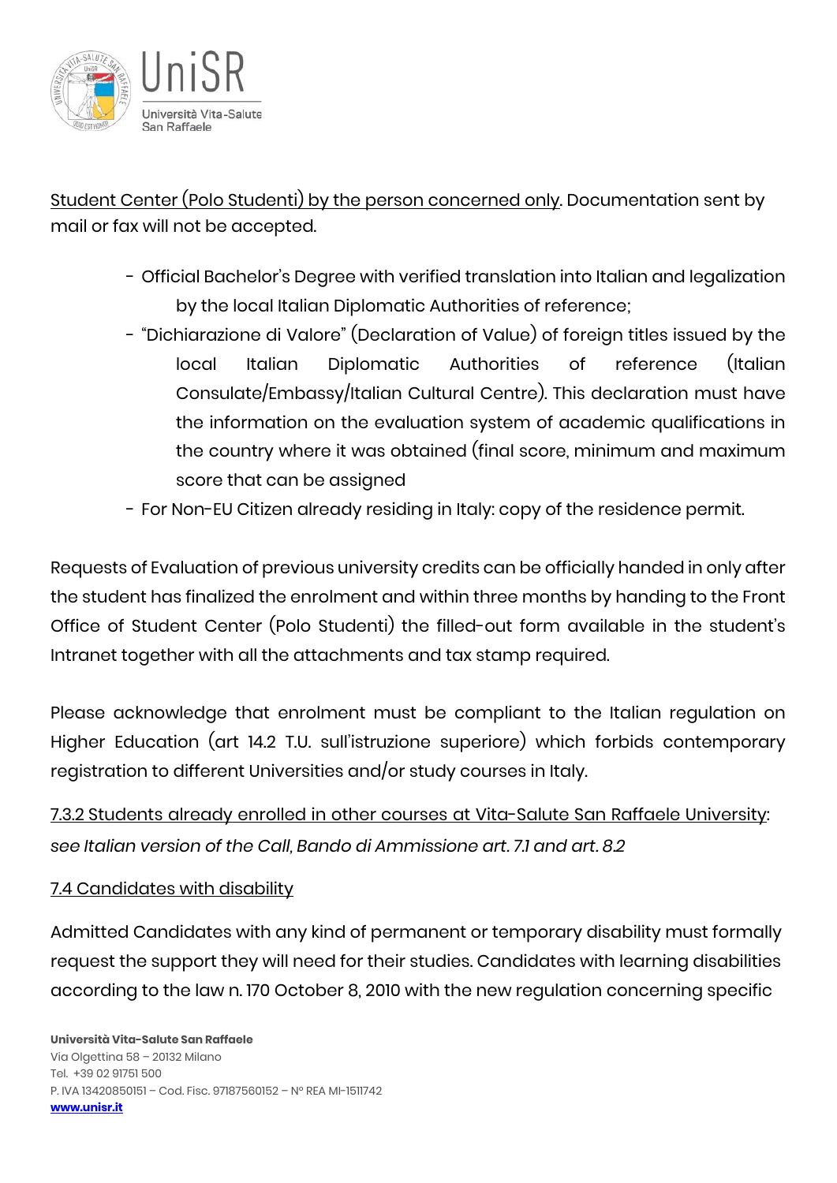Student Center (Polo Studenti) by the person concerned only. Documentation sent by mail or fax will not be accepted.

- Official Bachelor's Degree with verified translation into Italian and legalization by the local Italian Diplomatic Authorities of reference;
- "Dichiarazione di Valore" (Declaration of Value) of foreign titles issued by the local Italian Diplomatic Authorities of reference (Italian Consulate/Embassy/Italian Cultural Centre). This declaration must have the information on the evaluation system of academic qualifications in the country where it was obtained (final score, minimum and maximum score that can be assigned
- For Non-EU Citizen already residing in Italy: copy of the residence permit.

Requests of Evaluation of previous university credits can be officially handed in only after the student has finalized the enrolment and within three months by handing to the Front Office of Student Center (Polo Studenti) the filled-out form available in the student's Intranet together with all the attachments and tax stamp required.

Please acknowledge that enrolment must be compliant to the Italian regulation on Higher Education (art 14.2 T.U. sull'istruzione superiore) which forbids contemporary registration to different Universities and/or study courses in Italy.

7.3.2 Students already enrolled in other courses at Vita-Salute San Raffaele University: *see Italian version of the Call, Bando di Ammissione art. 7.1 and art. 8.2*

7.4 Candidates with disability

Admitted Candidates with any kind of permanent or temporary disability must formally request the support they will need for their studies. Candidates with learning disabilities according to the law n. 170 October 8, 2010 with the new regulation concerning specific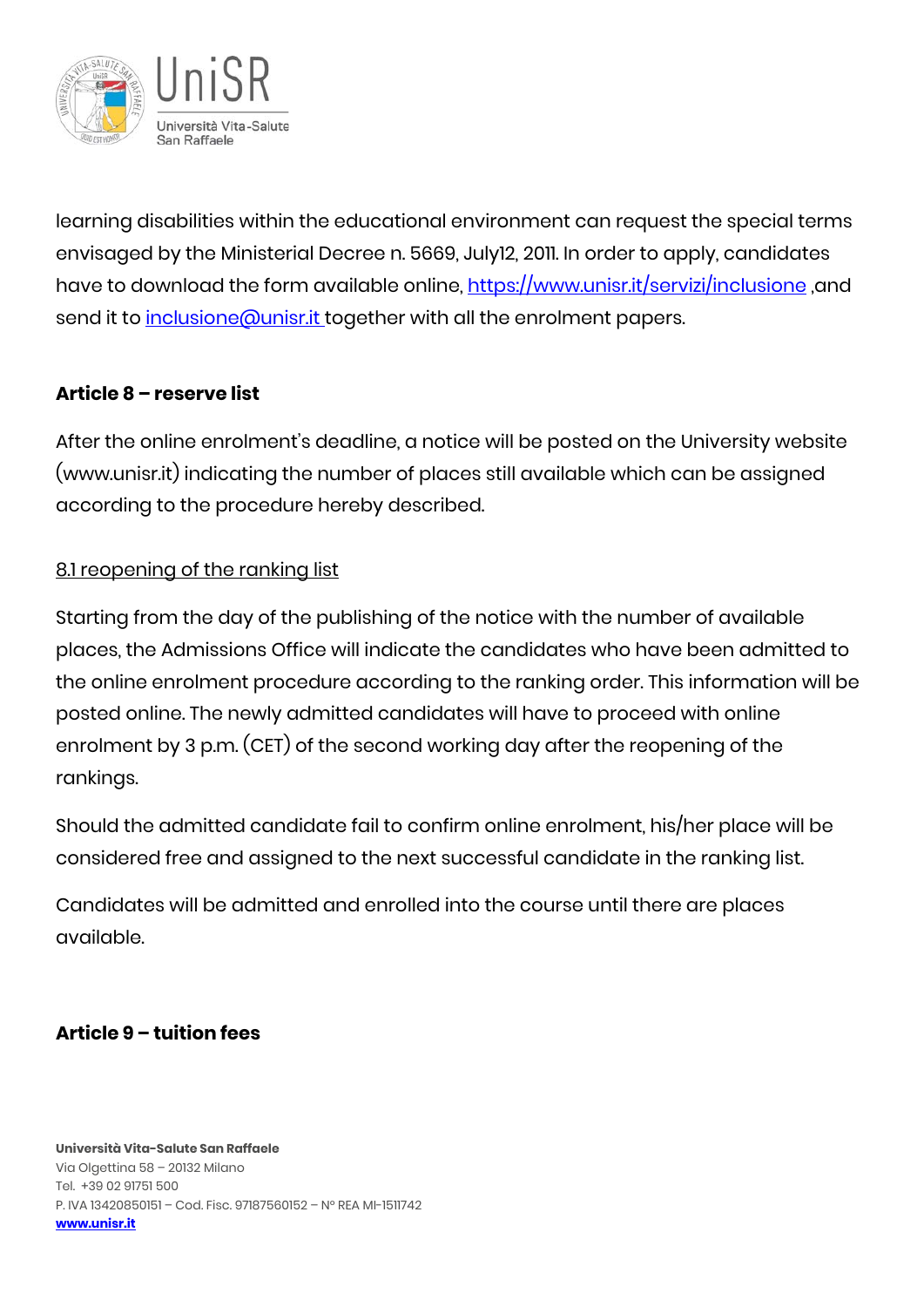learning disabilities within the educational environment can request the special terms envisaged by the Ministerial Decree n. 5669, July12, 2011. In order to apply, candidates have to download the form available online, [https://www.unisr.it/servizi/inclusione](https://www.unisr.it/servizi/inclusione) ,and send it to [inclusione@unisr.it](mailto:inclusione@unisr.it) together with all the enrolment papers.

**Article 8 – reserve list**

After the online enrolment's deadline, a notice will be posted on the University website (www.unisr.it) indicating the number of places still available which can be assigned according to the procedure hereby described.

<u>8.1 reopening of the ranking list</u>

Starting from the day of the publishing of the notice with the number of available places, the Admissions Office will indicate the candidates who have been admitted to the online enrolment procedure according to the ranking order. This information will be posted online. The newly admitted candidates will have to proceed with online enrolment by 3 p.m. (CET) of the second working day after the reopening of the rankings.

Should the admitted candidate fail to confirm online enrolment, his/her place will be considered free and assigned to the next successful candidate in the ranking list.

Candidates will be admitted and enrolled into the course until there are places available.

**Article 9 – tuition fees**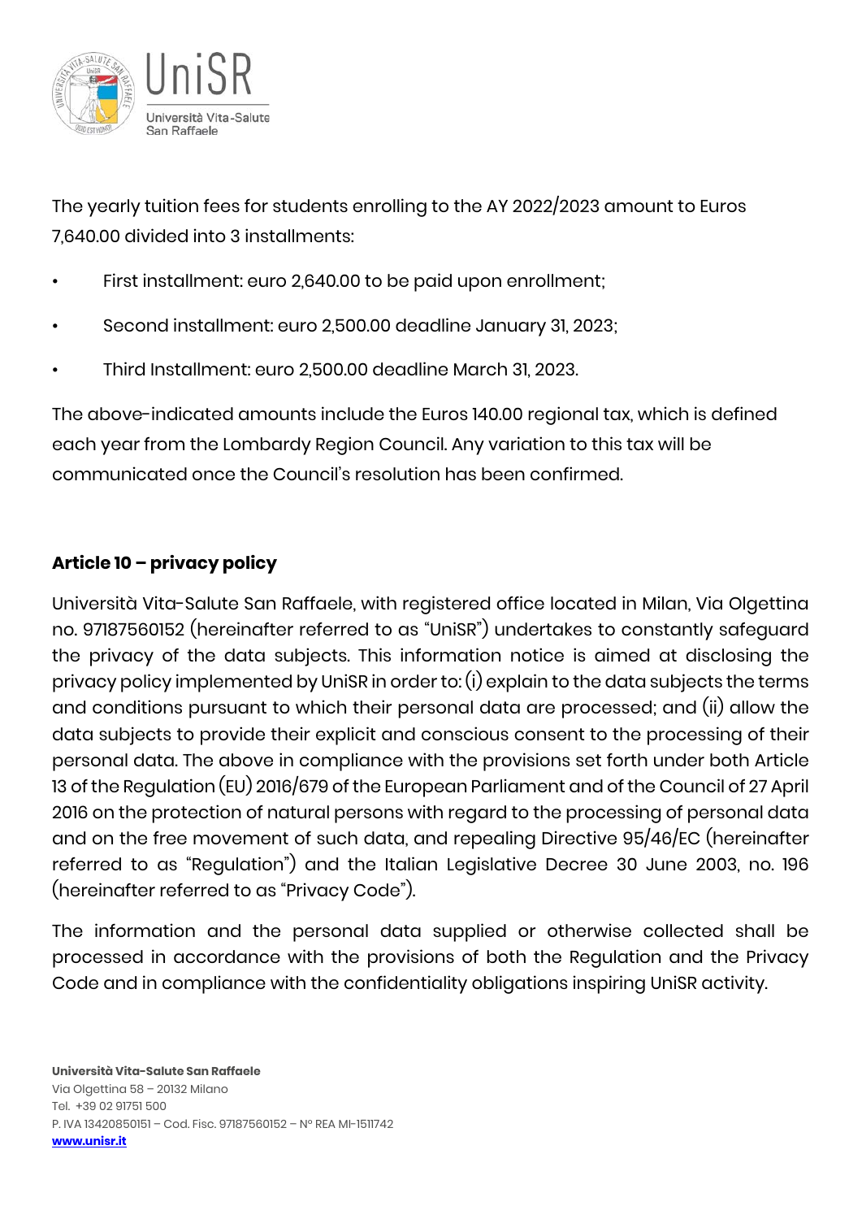The yearly tuition fees for students enrolling to the AY 2022/2023 amount to Euros 7,640.00 divided into 3 installments:

- First installment: euro 2,640.00 to be paid upon enrollment;
- Second installment: euro 2,500.00 deadline January 31, 2023;
- Third Installment: euro 2,500.00 deadline March 31, 2023.

The above-indicated amounts include the Euros 140.00 regional tax, which is defined each year from the Lombardy Region Council. Any variation to this tax will be communicated once the Council's resolution has been confirmed.

## Article 10 – privacy policy

Università Vita-Salute San Raffaele, with registered office located in Milan, Via Olgettina no. 97187560152 (hereinafter referred to as "UniSR") undertakes to constantly safeguard the privacy of the data subjects. This information notice is aimed at disclosing the privacy policy implemented by UniSR in order to: (i) explain to the data subjects the terms and conditions pursuant to which their personal data are processed; and (ii) allow the data subjects to provide their explicit and conscious consent to the processing of their personal data. The above in compliance with the provisions set forth under both Article 13 of the Regulation (EU) 2016/679 of the European Parliament and of the Council of 27 April 2016 on the protection of natural persons with regard to the processing of personal data and on the free movement of such data, and repealing Directive 95/46/EC (hereinafter referred to as "Regulation") and the Italian Legislative Decree 30 June 2003, no. 196 (hereinafter referred to as "Privacy Code").

The information and the personal data supplied or otherwise collected shall be processed in accordance with the provisions of both the Regulation and the Privacy Code and in compliance with the confidentiality obligations inspiring UniSR activity.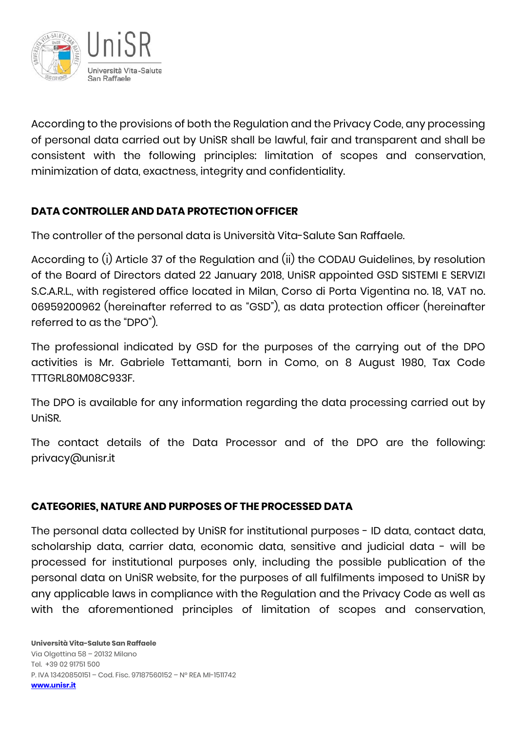According to the provisions of both the Regulation and the Privacy Code, any processing of personal data carried out by UniSR shall be lawful, fair and transparent and shall be consistent with the following principles: limitation of scopes and conservation, minimization of data, exactness, integrity and confidentiality.

**DATA CONTROLLER AND DATA PROTECTION OFFICER**

The controller of the personal data is Università Vita-Salute San Raffaele.

According to (i) Article 37 of the Regulation and (ii) the CODAU Guidelines, by resolution of the Board of Directors dated 22 January 2018, UniSR appointed GSD SISTEMI E SERVIZI S.C.A.R.L., with registered office located in Milan, Corso di Porta Vigentina no. 18, VAT no. 06959200962 (hereinafter referred to as "GSD"), as data protection officer (hereinafter referred to as the "DPO").

The professional indicated by GSD for the purposes of the carrying out of the DPO activities is Mr. Gabriele Tettamanti, born in Como, on 8 August 1980, Tax Code TTTGRL80M08C933F.

The DPO is available for any information regarding the data processing carried out by UniSR.

The contact details of the Data Processor and of the DPO are the following: privacy@unisr.it

**CATEGORIES, NATURE AND PURPOSES OF THE PROCESSED DATA**

The personal data collected by UniSR for institutional purposes - ID data, contact data, scholarship data, carrier data, economic data, sensitive and judicial data - will be processed for institutional purposes only, including the possible publication of the personal data on UniSR website, for the purposes of all fulfilments imposed to UniSR by any applicable laws in compliance with the Regulation and the Privacy Code as well as with the aforementioned principles of limitation of scopes and conservation,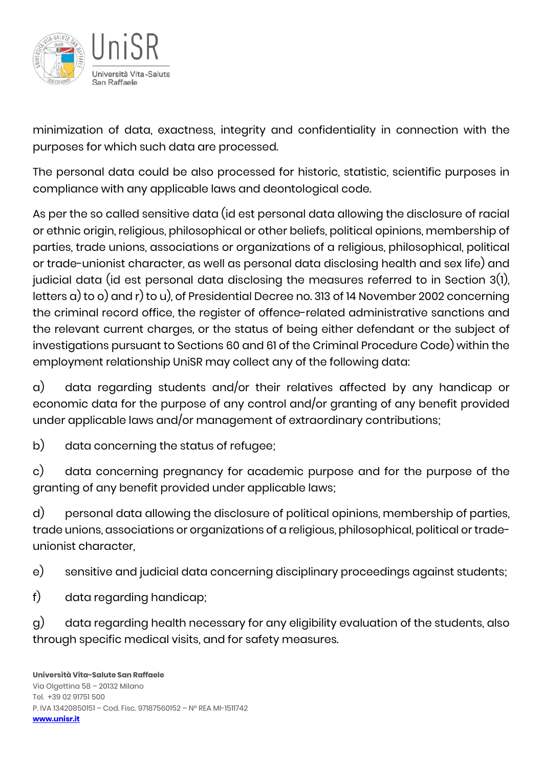minimization of data, exactness, integrity and confidentiality in connection with the purposes for which such data are processed.

The personal data could be also processed for historic, statistic, scientific purposes in compliance with any applicable laws and deontological code.

As per the so called sensitive data (id est personal data allowing the disclosure of racial or ethnic origin, religious, philosophical or other beliefs, political opinions, membership of parties, trade unions, associations or organizations of a religious, philosophical, political or trade-unionist character, as well as personal data disclosing health and sex life) and judicial data (id est personal data disclosing the measures referred to in Section 3(1), letters a) to o) and r) to u), of Presidential Decree no. 313 of 14 November 2002 concerning the criminal record office, the register of offence-related administrative sanctions and the relevant current charges, or the status of being either defendant or the subject of investigations pursuant to Sections 60 and 61 of the Criminal Procedure Code) within the employment relationship UniSR may collect any of the following data:

a) data regarding students and/or their relatives affected by any handicap or economic data for the purpose of any control and/or granting of any benefit provided under applicable laws and/or management of extraordinary contributions;

b) data concerning the status of refugee;

c) data concerning pregnancy for academic purpose and for the purpose of the granting of any benefit provided under applicable laws;

d) personal data allowing the disclosure of political opinions, membership of parties, trade unions, associations or organizations of a religious, philosophical, political or trade-unionist character,

e) sensitive and judicial data concerning disciplinary proceedings against students;

f) data regarding handicap;

g) data regarding health necessary for any eligibility evaluation of the students, also through specific medical visits, and for safety measures.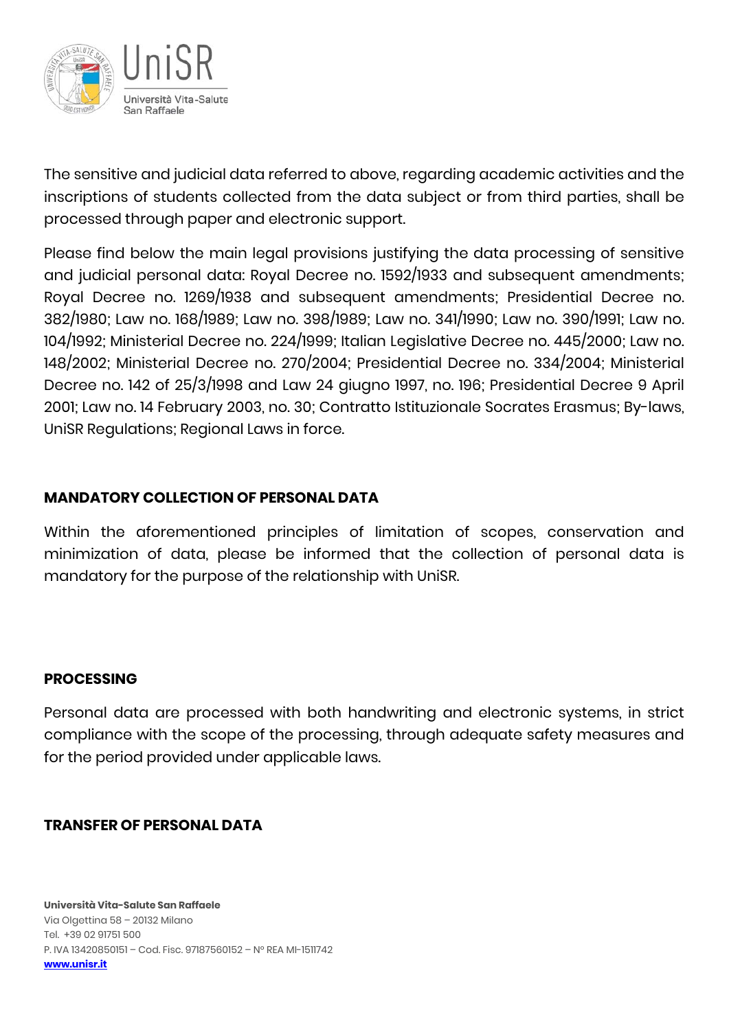The sensitive and judicial data referred to above, regarding academic activities and the inscriptions of students collected from the data subject or from third parties, shall be processed through paper and electronic support.

Please find below the main legal provisions justifying the data processing of sensitive and judicial personal data: Royal Decree no. 1592/1933 and subsequent amendments; Royal Decree no. 1269/1938 and subsequent amendments; Presidential Decree no. 382/1980; Law no. 168/1989; Law no. 398/1989; Law no. 341/1990; Law no. 390/1991; Law no. 104/1992; Ministerial Decree no. 224/1999; Italian Legislative Decree no. 445/2000; Law no. 148/2002; Ministerial Decree no. 270/2004; Presidential Decree no. 334/2004; Ministerial Decree no. 142 of 25/3/1998 and Law 24 giugno 1997, no. 196; Presidential Decree 9 April 2001; Law no. 14 February 2003, no. 30; Contratto Istituzionale Socrates Erasmus; By-laws, UniSR Regulations; Regional Laws in force.

## MANDATORY COLLECTION OF PERSONAL DATA

Within the aforementioned principles of limitation of scopes, conservation and minimization of data, please be informed that the collection of personal data is mandatory for the purpose of the relationship with UniSR.

## PROCESSING

Personal data are processed with both handwriting and electronic systems, in strict compliance with the scope of the processing, through adequate safety measures and for the period provided under applicable laws.

## TRANSFER OF PERSONAL DATA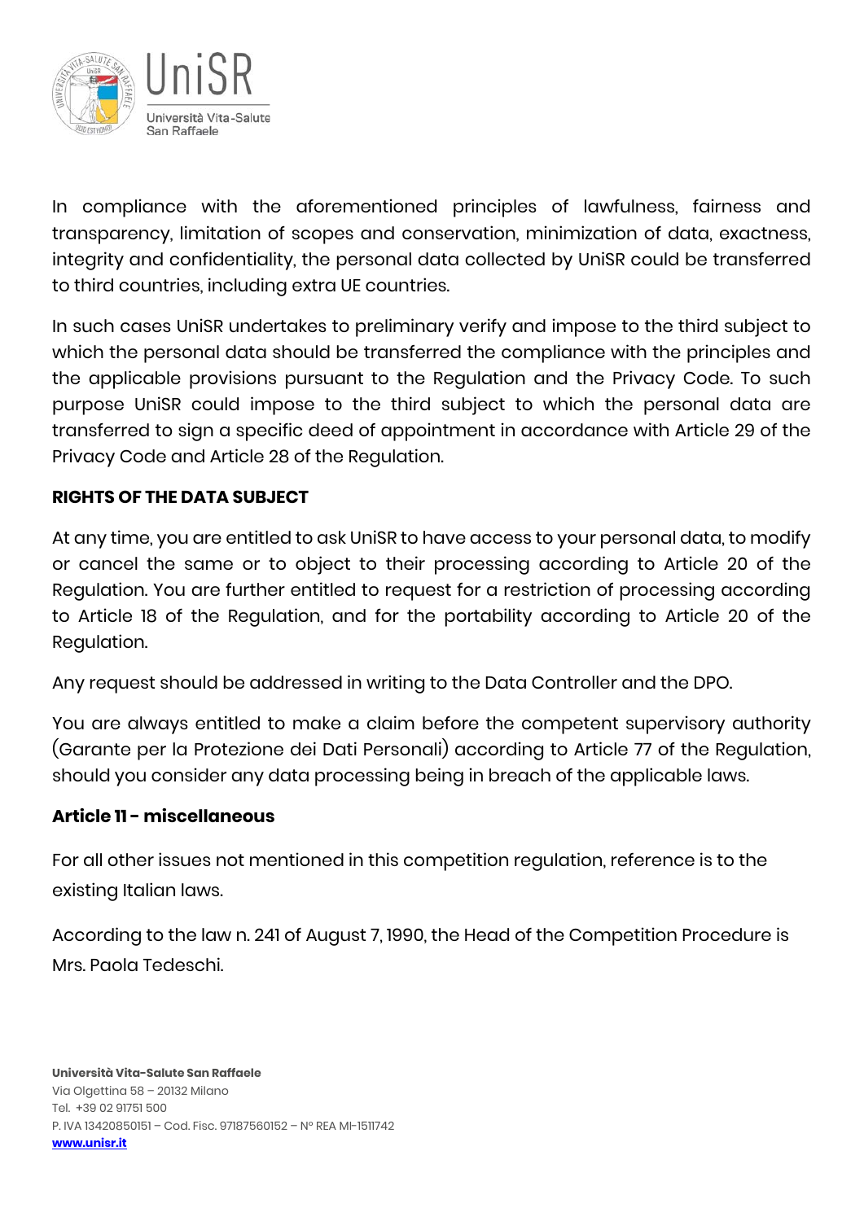In compliance with the aforementioned principles of lawfulness, fairness and transparency, limitation of scopes and conservation, minimization of data, exactness, integrity and confidentiality, the personal data collected by UniSR could be transferred to third countries, including extra UE countries.

In such cases UniSR undertakes to preliminary verify and impose to the third subject to which the personal data should be transferred the compliance with the principles and the applicable provisions pursuant to the Regulation and the Privacy Code. To such purpose UniSR could impose to the third subject to which the personal data are transferred to sign a specific deed of appointment in accordance with Article 29 of the Privacy Code and Article 28 of the Regulation.

**RIGHTS OF THE DATA SUBJECT**

At any time, you are entitled to ask UniSR to have access to your personal data, to modify or cancel the same or to object to their processing according to Article 20 of the Regulation. You are further entitled to request for a restriction of processing according to Article 18 of the Regulation, and for the portability according to Article 20 of the Regulation.

Any request should be addressed in writing to the Data Controller and the DPO.

You are always entitled to make a claim before the competent supervisory authority (Garante per la Protezione dei Dati Personali) according to Article 77 of the Regulation, should you consider any data processing being in breach of the applicable laws.

## Article 11 - miscellaneous

For all other issues not mentioned in this competition regulation, reference is to the existing Italian laws.

According to the law n. 241 of August 7, 1990, the Head of the Competition Procedure is Mrs. Paola Tedeschi.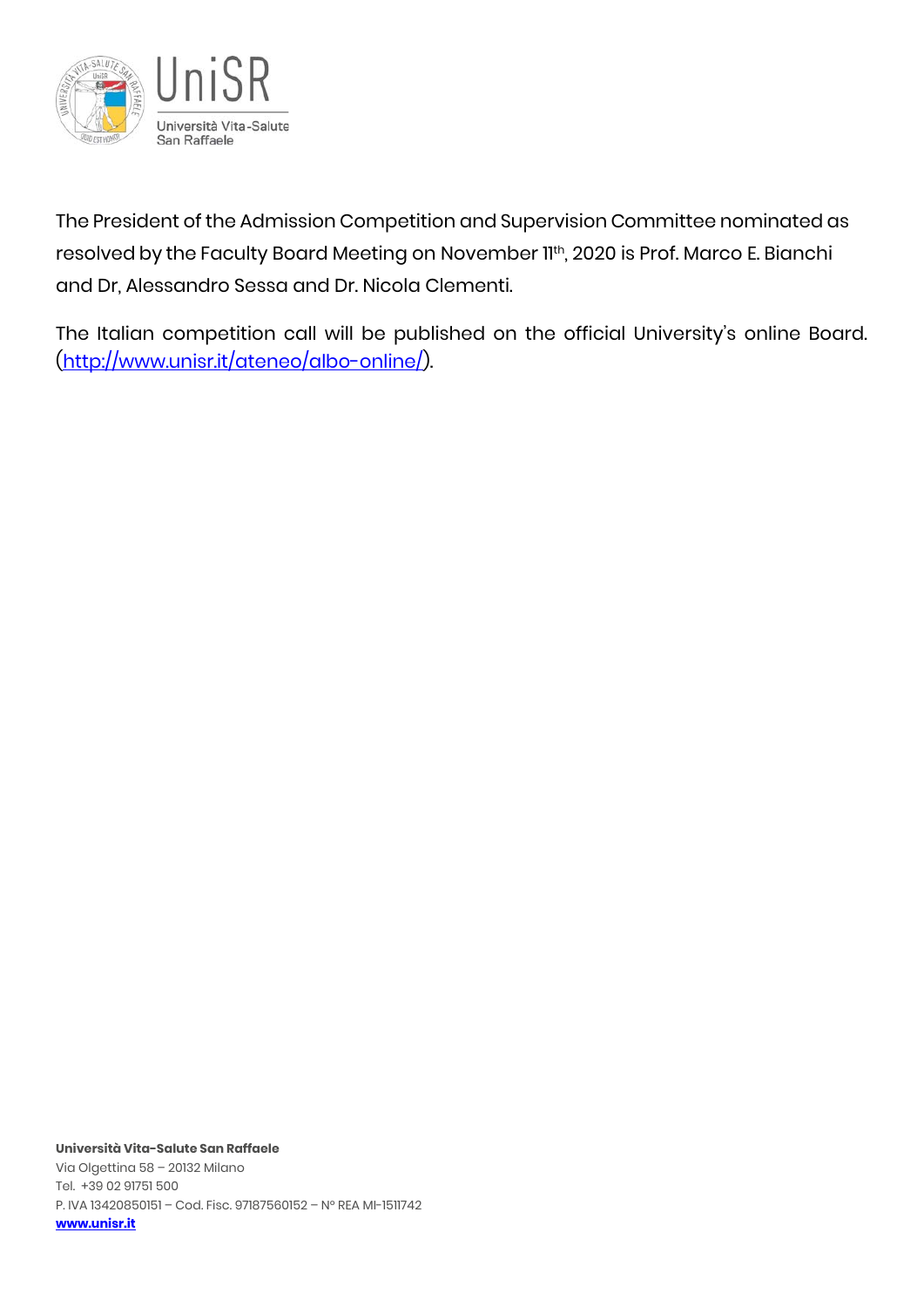The President of the Admission Competition and Supervision Committee nominated as resolved by the Faculty Board Meeting on November 11th, 2020 is Prof. Marco E. Bianchi and Dr, Alessandro Sessa and Dr. Nicola Clementi.

The Italian competition call will be published on the official University's online Board. (http://www.unisr.it/ateneo/albo-online/).

**Università Vita-Salute San Raffaele**
Via Olgettina 58 – 20132 Milano
Tel. +39 02 91751 500
P. IVA 13420850151 – Cod. Fisc. 97187560152 – N° REA MI-1511742
**www.unisr.it**